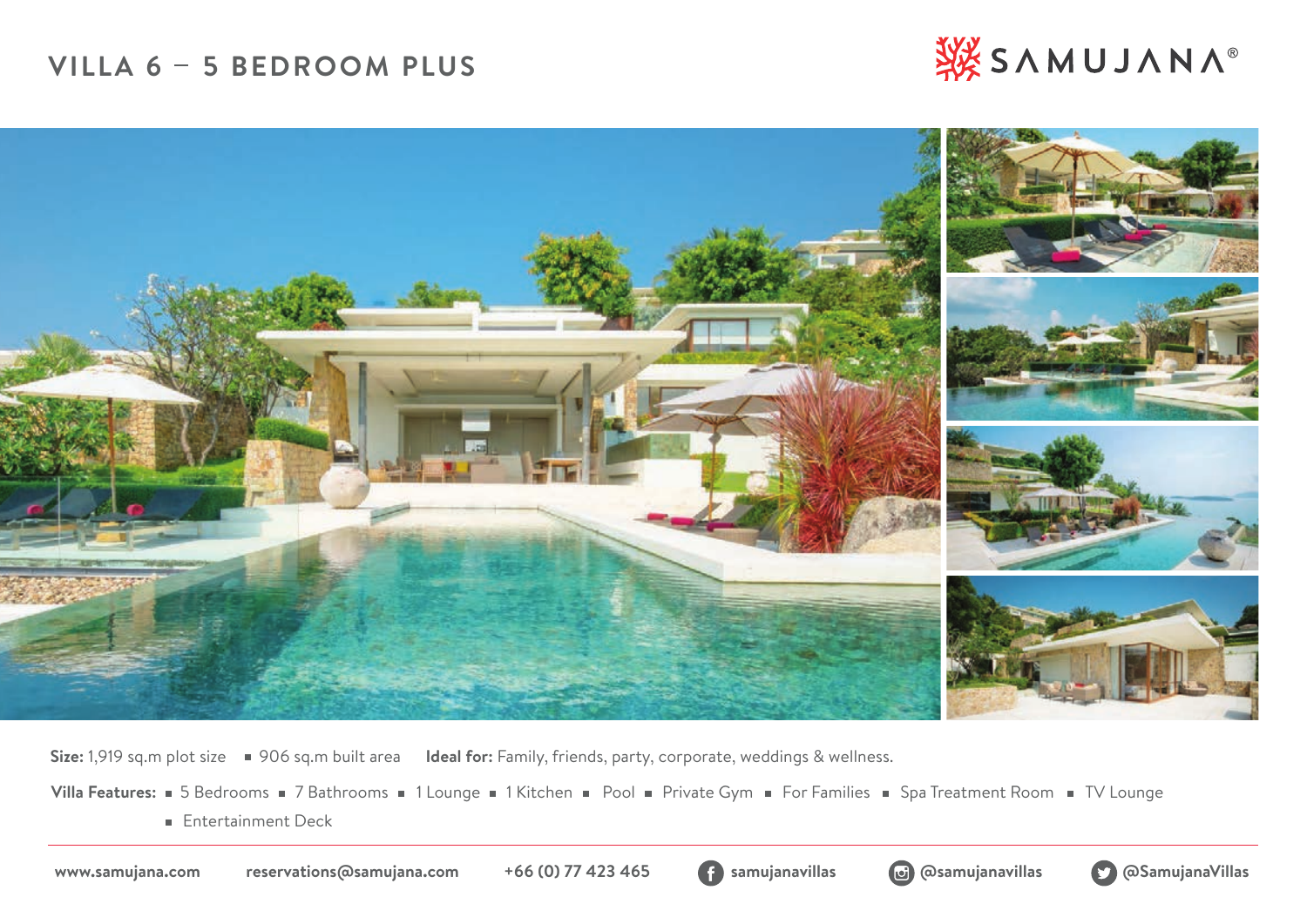# VILLA 6 – 5 BEDROOM PLUS

SAMUJANA®

**Size:** 1,919 sq.m plot size ■ 906 sq.m built area **Ideal for:** Family, friends, party, corporate, weddings & wellness.

**Villa Features:** ■ 5 Bedrooms ■ 7 Bathrooms ■ 1 Lounge ■ 1 Kitchen ■ Pool ■ Private Gym ■ For Families ■ Spa Treatment Room ■ TV Lounge ■ Entertainment Deck

www.samujana.com reservations@samujana.com +66 (0) 77 423 465 samujanavillas @samujanavillas @SamujanaVillas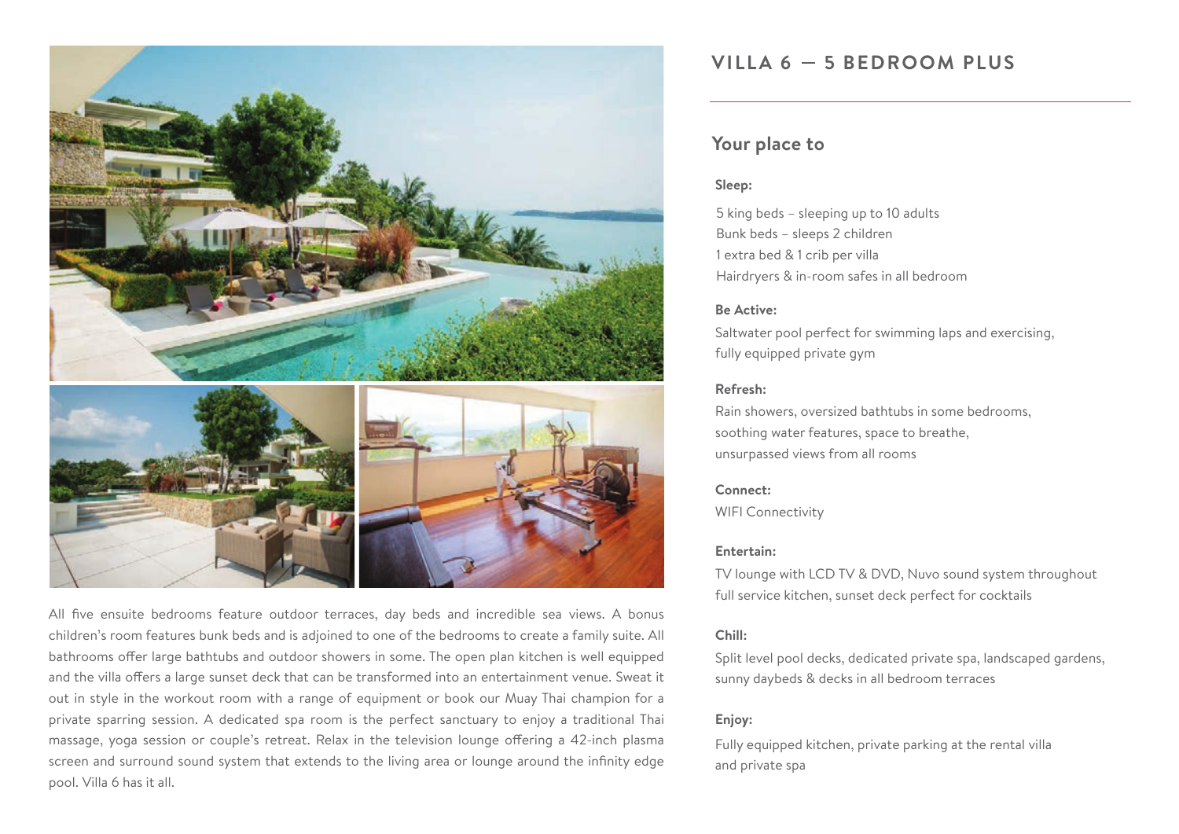All five ensuite bedrooms feature outdoor terraces, day beds and incredible sea views. A bonus children's room features bunk beds and is adjoined to one of the bedrooms to create a family suite. All bathrooms offer large bathtubs and outdoor showers in some. The open plan kitchen is well equipped and the villa offers a large sunset deck that can be transformed into an entertainment venue. Sweat it out in style in the workout room with a range of equipment or book our Muay Thai champion for a private sparring session. A dedicated spa room is the perfect sanctuary to enjoy a traditional Thai massage, yoga session or couple's retreat. Relax in the television lounge offering a 42-inch plasma screen and surround sound system that extends to the living area or lounge around the infinity edge pool. Villa 6 has it all.

# VILLA 6 — 5 BEDROOM PLUS

## Your place to

**Sleep:**

5 king beds – sleeping up to 10 adults
Bunk beds – sleeps 2 children
1 extra bed & 1 crib per villa
Hairdryers & in-room safes in all bedroom

**Be Active:**

Saltwater pool perfect for swimming laps and exercising, fully equipped private gym

**Refresh:**

Rain showers, oversized bathtubs in some bedrooms, soothing water features, space to breathe, unsurpassed views from all rooms

**Connect:**

WIFI Connectivity

**Entertain:**

TV lounge with LCD TV & DVD, Nuvo sound system throughout full service kitchen, sunset deck perfect for cocktails

**Chill:**

Split level pool decks, dedicated private spa, landscaped gardens, sunny daybeds & decks in all bedroom terraces

**Enjoy:**

Fully equipped kitchen, private parking at the rental villa and private spa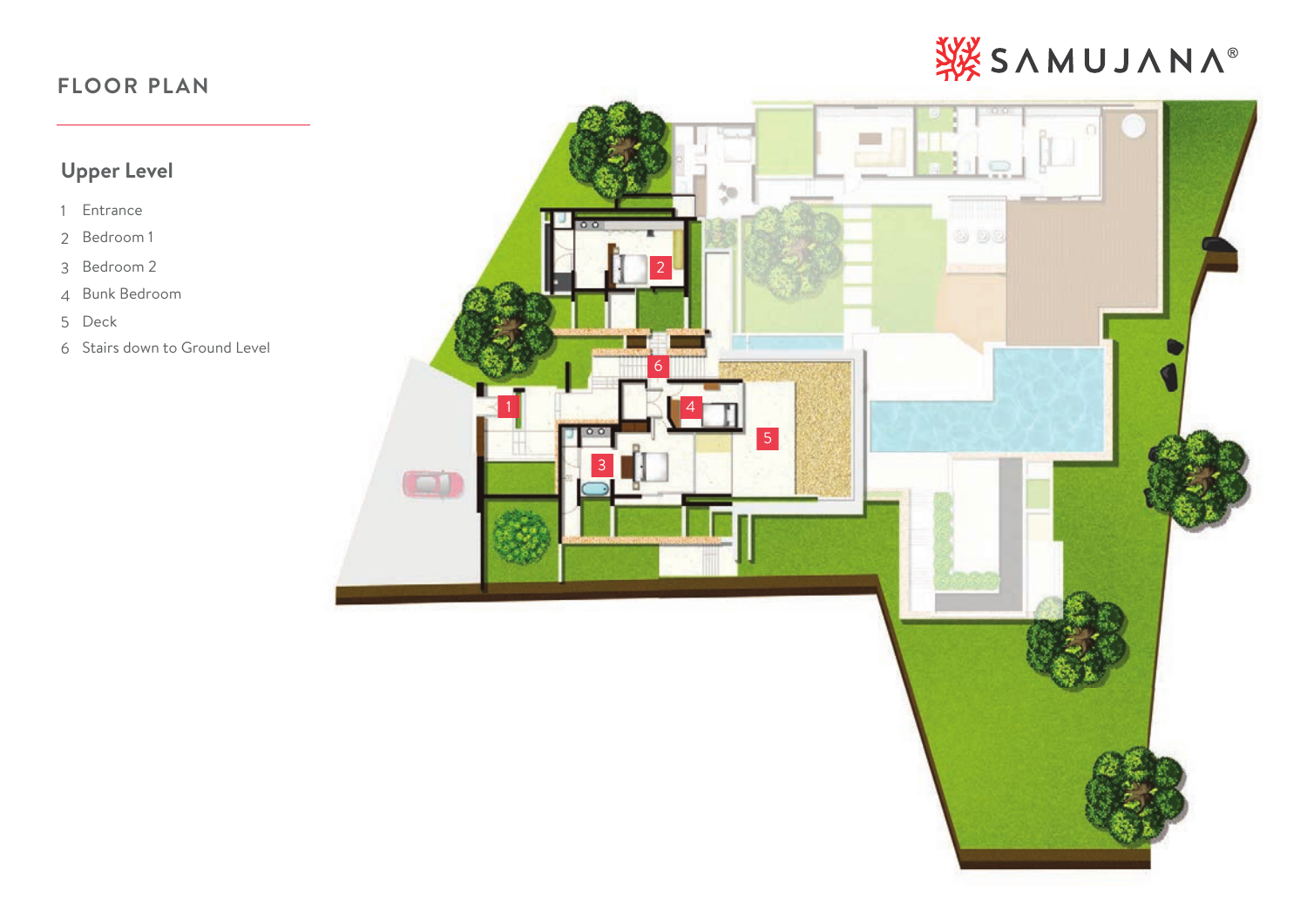# FLOOR PLAN

## Upper Level

1. Entrance
2. Bedroom 1
3. Bedroom 2
4. Bunk Bedroom
5. Deck
6. Stairs down to Ground Level

SAMUJANA®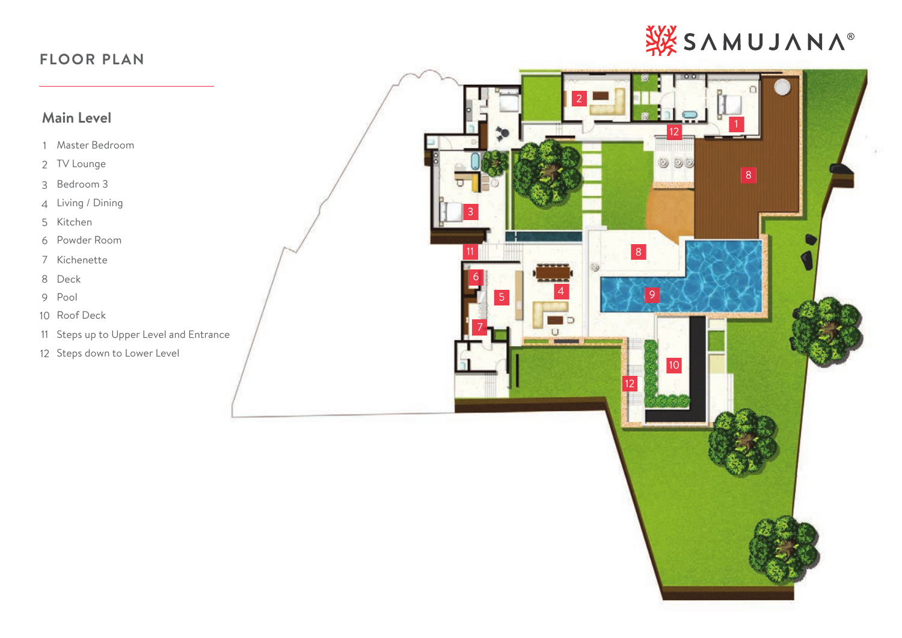SAMUJANA®

# FLOOR PLAN

## Main Level

1. Master Bedroom
2. TV Lounge
3. Bedroom 3
4. Living / Dining
5. Kitchen
6. Powder Room
7. Kichenette
8. Deck
9. Pool
10. Roof Deck
11. Steps up to Upper Level and Entrance
12. Steps down to Lower Level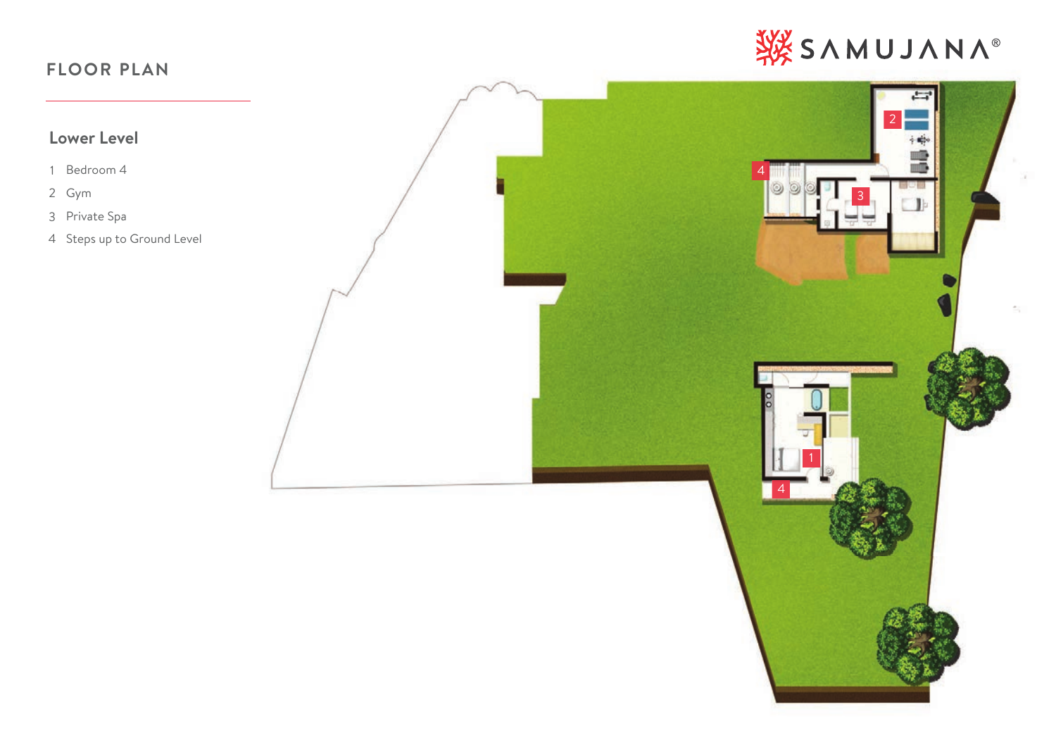# FLOOR PLAN

## Lower Level

1 Bedroom 4
2 Gym
3 Private Spa
4 Steps up to Ground Level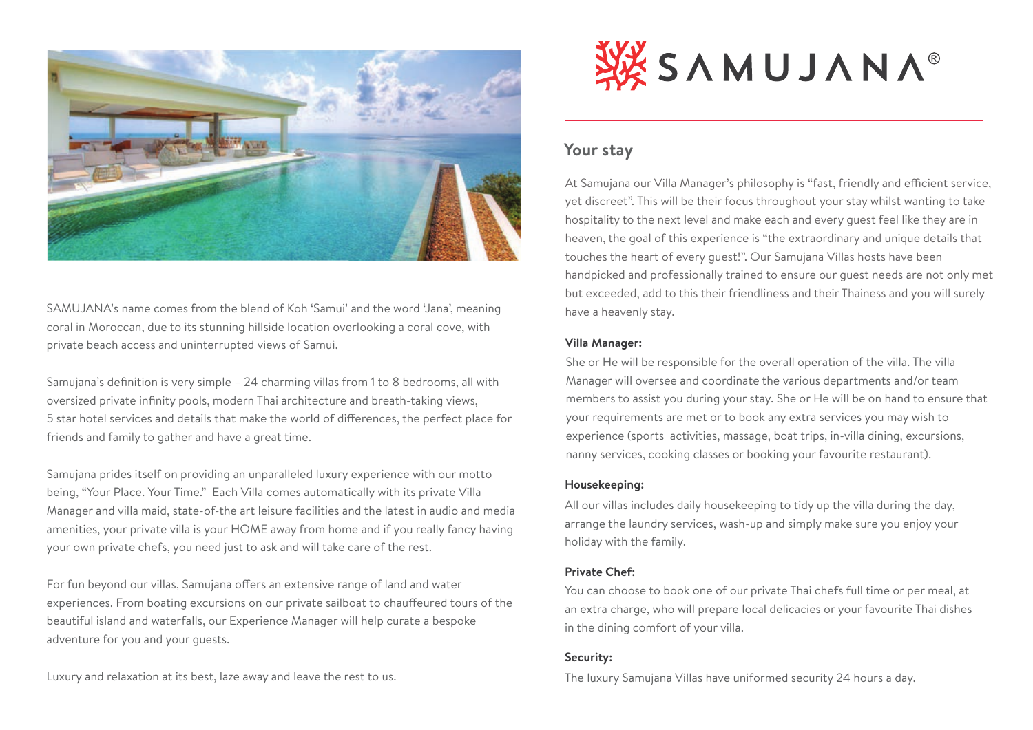SAMUJANA's name comes from the blend of Koh 'Samui' and the word 'Jana', meaning coral in Moroccan, due to its stunning hillside location overlooking a coral cove, with private beach access and uninterrupted views of Samui.

Samujana's definition is very simple – 24 charming villas from 1 to 8 bedrooms, all with oversized private infinity pools, modern Thai architecture and breath-taking views, 5 star hotel services and details that make the world of differences, the perfect place for friends and family to gather and have a great time.

Samujana prides itself on providing an unparalleled luxury experience with our motto being, "Your Place. Your Time." Each Villa comes automatically with its private Villa Manager and villa maid, state-of-the art leisure facilities and the latest in audio and media amenities, your private villa is your HOME away from home and if you really fancy having your own private chefs, you need just to ask and will take care of the rest.

For fun beyond our villas, Samujana offers an extensive range of land and water experiences. From boating excursions on our private sailboat to chauffeured tours of the beautiful island and waterfalls, our Experience Manager will help curate a bespoke adventure for you and your guests.

Luxury and relaxation at its best, laze away and leave the rest to us.

# SAMUJANA®

## Your stay

At Samujana our Villa Manager's philosophy is "fast, friendly and efficient service, yet discreet". This will be their focus throughout your stay whilst wanting to take hospitality to the next level and make each and every guest feel like they are in heaven, the goal of this experience is "the extraordinary and unique details that touches the heart of every guest!". Our Samujana Villas hosts have been handpicked and professionally trained to ensure our guest needs are not only met but exceeded, add to this their friendliness and their Thainess and you will surely have a heavenly stay.

**Villa Manager:**

She or He will be responsible for the overall operation of the villa. The villa Manager will oversee and coordinate the various departments and/or team members to assist you during your stay. She or He will be on hand to ensure that your requirements are met or to book any extra services you may wish to experience (sports activities, massage, boat trips, in-villa dining, excursions, nanny services, cooking classes or booking your favourite restaurant).

**Housekeeping:**

All our villas includes daily housekeeping to tidy up the villa during the day, arrange the laundry services, wash-up and simply make sure you enjoy your holiday with the family.

**Private Chef:**

You can choose to book one of our private Thai chefs full time or per meal, at an extra charge, who will prepare local delicacies or your favourite Thai dishes in the dining comfort of your villa.

**Security:**

The luxury Samujana Villas have uniformed security 24 hours a day.